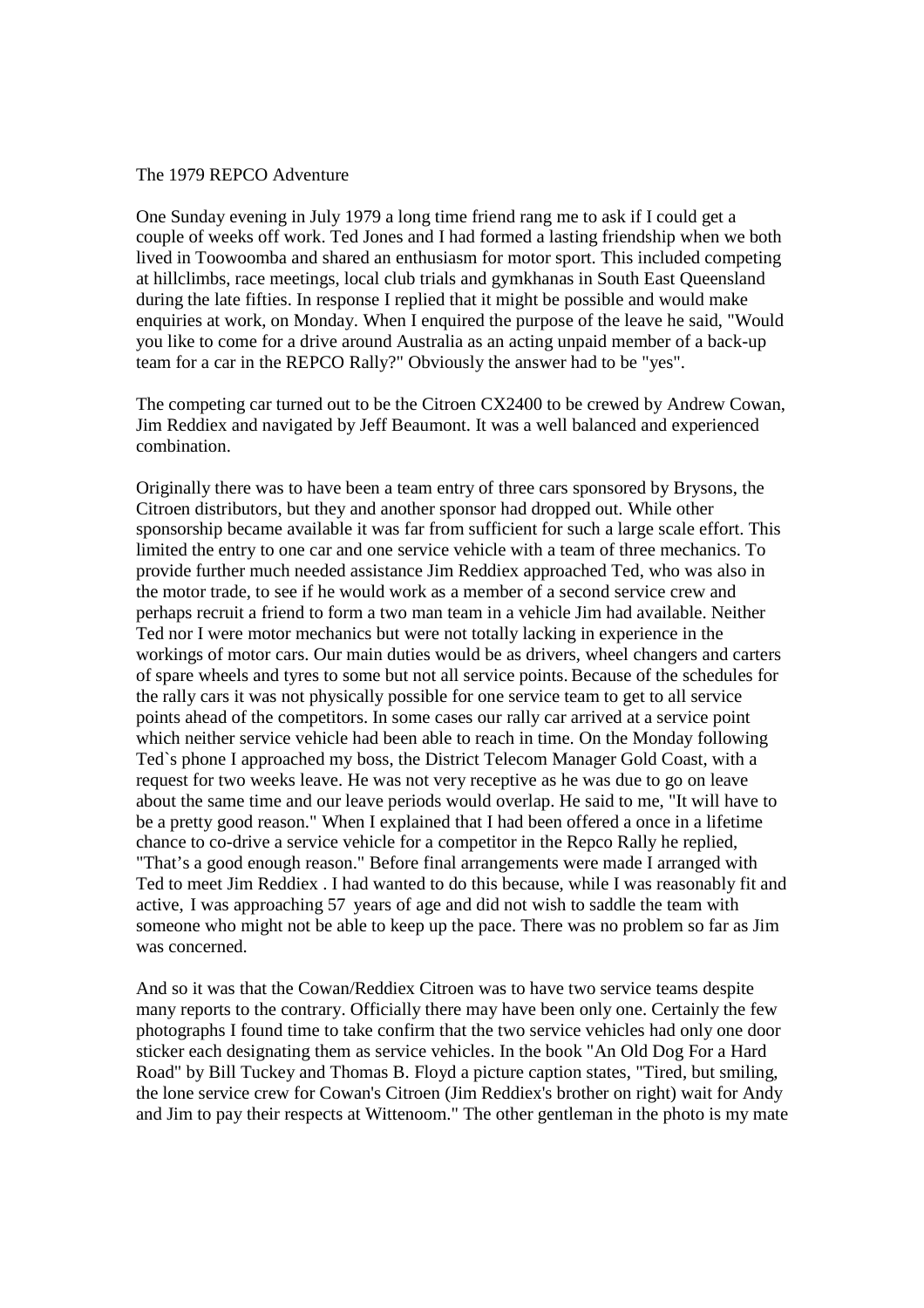# The 1979 REPCO Adventure

One Sunday evening in July 1979 a long time friend rang me to ask if I could get a couple of weeks off work. Ted Jones and I had formed a lasting friendship when we both lived in Toowoomba and shared an enthusiasm for motor sport. This included competing at hillclimbs, race meetings, local club trials and gymkhanas in South East Queensland during the late fifties. In response I replied that it might be possible and would make enquiries at work, on Monday. When I enquired the purpose of the leave he said, "Would you like to come for a drive around Australia as an acting unpaid member of a back-up team for a car in the REPCO Rally?" Obviously the answer had to be "yes".

The competing car turned out to be the Citroen CX2400 to be crewed by Andrew Cowan, Jim Reddiex and navigated by Jeff Beaumont. It was a well balanced and experienced combination.

Originally there was to have been a team entry of three cars sponsored by Brysons, the Citroen distributors, but they and another sponsor had dropped out. While other sponsorship became available it was far from sufficient for such a large scale effort. This limited the entry to one car and one service vehicle with a team of three mechanics. To provide further much needed assistance Jim Reddiex approached Ted, who was also in the motor trade, to see if he would work as a member of a second service crew and perhaps recruit a friend to form a two man team in a vehicle Jim had available. Neither Ted nor I were motor mechanics but were not totally lacking in experience in the workings of motor cars. Our main duties would be as drivers, wheel changers and carters of spare wheels and tyres to some but not all service points. Because of the schedules for the rally cars it was not physically possible for one service team to get to all service points ahead of the competitors. In some cases our rally car arrived at a service point which neither service vehicle had been able to reach in time. On the Monday following Ted`s phone I approached my boss, the District Telecom Manager Gold Coast, with a request for two weeks leave. He was not very receptive as he was due to go on leave about the same time and our leave periods would overlap. He said to me, "It will have to be a pretty good reason." When I explained that I had been offered a once in a lifetime chance to co-drive a service vehicle for a competitor in the Repco Rally he replied, "That's a good enough reason." Before final arrangements were made I arranged with Ted to meet Jim Reddiex . I had wanted to do this because, while I was reasonably fit and active, I was approaching 57 years of age and did not wish to saddle the team with someone who might not be able to keep up the pace. There was no problem so far as Jim was concerned.

And so it was that the Cowan/Reddiex Citroen was to have two service teams despite many reports to the contrary. Officially there may have been only one. Certainly the few photographs I found time to take confirm that the two service vehicles had only one door sticker each designating them as service vehicles. In the book "An Old Dog For a Hard Road" by Bill Tuckey and Thomas B. Floyd a picture caption states, "Tired, but smiling, the lone service crew for Cowan's Citroen (Jim Reddiex's brother on right) wait for Andy and Jim to pay their respects at Wittenoom." The other gentleman in the photo is my mate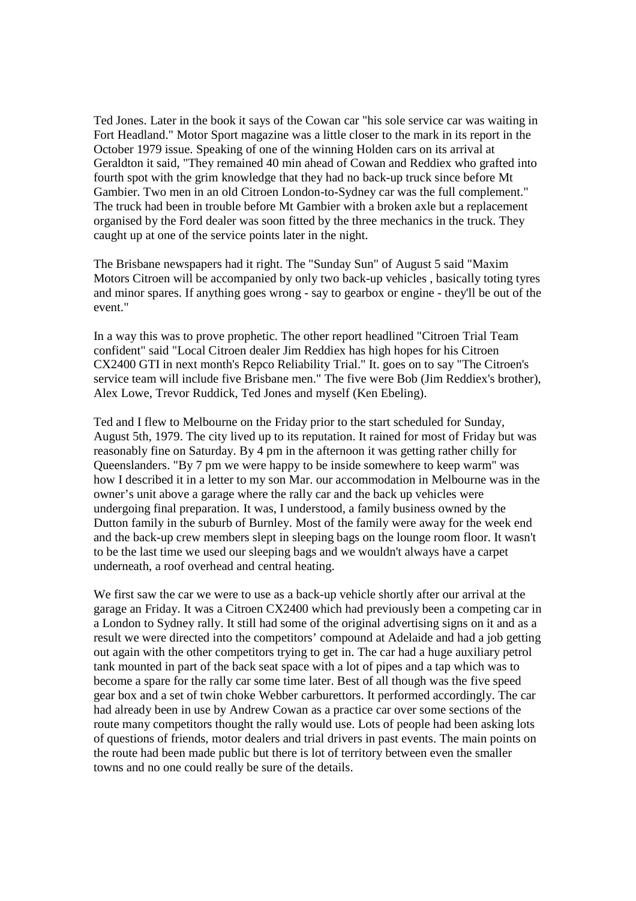Ted Jones. Later in the book it says of the Cowan car "his sole service car was waiting in Fort Headland." Motor Sport magazine was a little closer to the mark in its report in the October 1979 issue. Speaking of one of the winning Holden cars on its arrival at Geraldton it said, "They remained 40 min ahead of Cowan and Reddiex who grafted into fourth spot with the grim knowledge that they had no back-up truck since before Mt Gambier. Two men in an old Citroen London-to-Sydney car was the full complement." The truck had been in trouble before Mt Gambier with a broken axle but a replacement organised by the Ford dealer was soon fitted by the three mechanics in the truck. They caught up at one of the service points later in the night.

The Brisbane newspapers had it right. The "Sunday Sun" of August 5 said "Maxim Motors Citroen will be accompanied by only two back-up vehicles , basically toting tyres and minor spares. If anything goes wrong - say to gearbox or engine - they'll be out of the event."

In a way this was to prove prophetic. The other report headlined "Citroen Trial Team confident" said "Local Citroen dealer Jim Reddiex has high hopes for his Citroen CX2400 GTI in next month's Repco Reliability Trial." It. goes on to say "The Citroen's service team will include five Brisbane men." The five were Bob (Jim Reddiex's brother), Alex Lowe, Trevor Ruddick, Ted Jones and myself (Ken Ebeling).

Ted and I flew to Melbourne on the Friday prior to the start scheduled for Sunday, August 5th, 1979. The city lived up to its reputation. It rained for most of Friday but was reasonably fine on Saturday. By 4 pm in the afternoon it was getting rather chilly for Queenslanders. "By 7 pm we were happy to be inside somewhere to keep warm" was how I described it in a letter to my son Mar. our accommodation in Melbourne was in the owner's unit above a garage where the rally car and the back up vehicles were undergoing final preparation. It was, I understood, a family business owned by the Dutton family in the suburb of Burnley. Most of the family were away for the week end and the back-up crew members slept in sleeping bags on the lounge room floor. It wasn't to be the last time we used our sleeping bags and we wouldn't always have a carpet underneath, a roof overhead and central heating.

We first saw the car we were to use as a back-up vehicle shortly after our arrival at the garage an Friday. It was a Citroen CX2400 which had previously been a competing car in a London to Sydney rally. It still had some of the original advertising signs on it and as a result we were directed into the competitors' compound at Adelaide and had a job getting out again with the other competitors trying to get in. The car had a huge auxiliary petrol tank mounted in part of the back seat space with a lot of pipes and a tap which was to become a spare for the rally car some time later. Best of all though was the five speed gear box and a set of twin choke Webber carburettors. It performed accordingly. The car had already been in use by Andrew Cowan as a practice car over some sections of the route many competitors thought the rally would use. Lots of people had been asking lots of questions of friends, motor dealers and trial drivers in past events. The main points on the route had been made public but there is lot of territory between even the smaller towns and no one could really be sure of the details.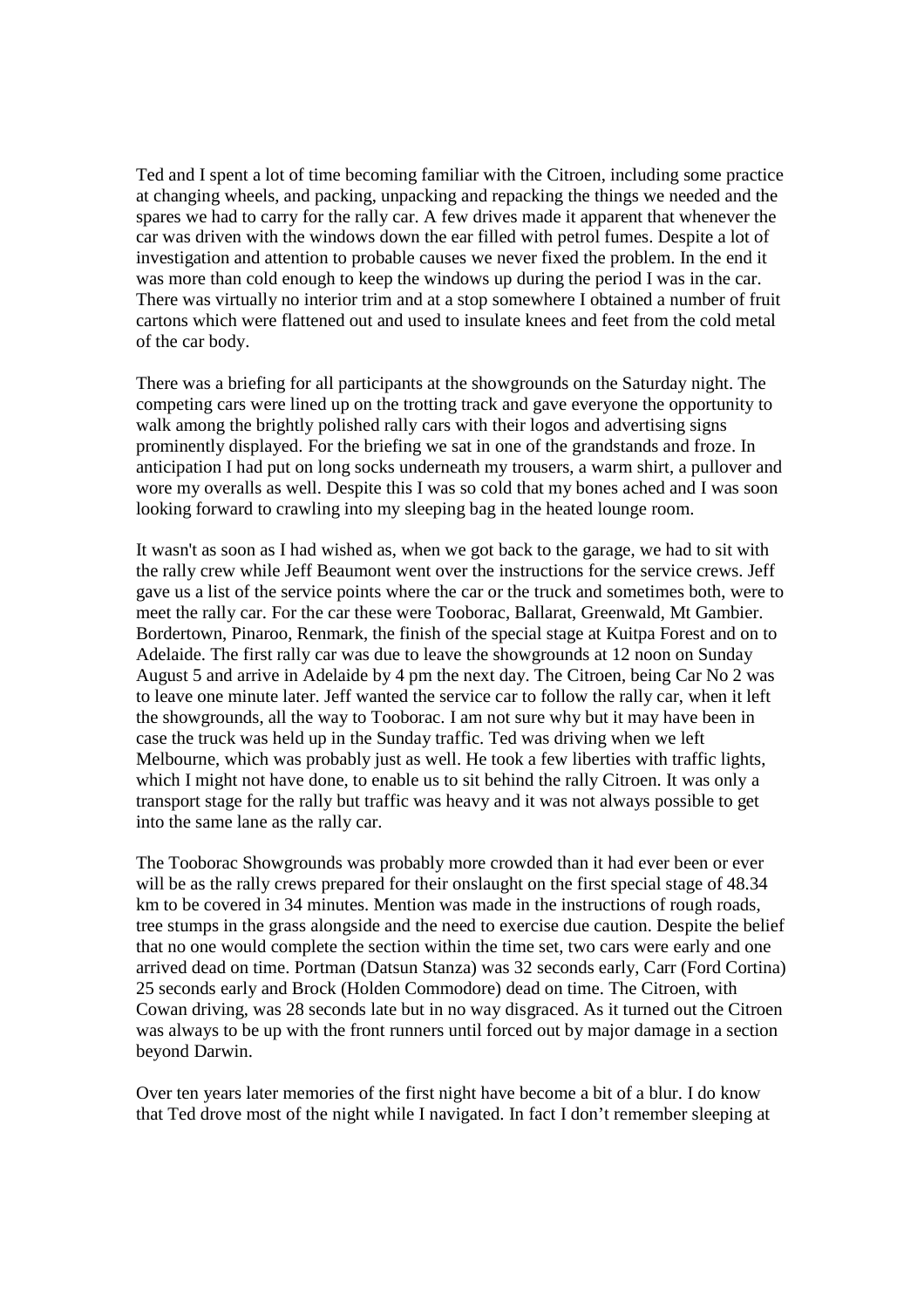Ted and I spent a lot of time becoming familiar with the Citroen, including some practice at changing wheels, and packing, unpacking and repacking the things we needed and the spares we had to carry for the rally car. A few drives made it apparent that whenever the car was driven with the windows down the ear filled with petrol fumes. Despite a lot of investigation and attention to probable causes we never fixed the problem. In the end it was more than cold enough to keep the windows up during the period I was in the car. There was virtually no interior trim and at a stop somewhere I obtained a number of fruit cartons which were flattened out and used to insulate knees and feet from the cold metal of the car body.

There was a briefing for all participants at the showgrounds on the Saturday night. The competing cars were lined up on the trotting track and gave everyone the opportunity to walk among the brightly polished rally cars with their logos and advertising signs prominently displayed. For the briefing we sat in one of the grandstands and froze. In anticipation I had put on long socks underneath my trousers, a warm shirt, a pullover and wore my overalls as well. Despite this I was so cold that my bones ached and I was soon looking forward to crawling into my sleeping bag in the heated lounge room.

It wasn't as soon as I had wished as, when we got back to the garage, we had to sit with the rally crew while Jeff Beaumont went over the instructions for the service crews. Jeff gave us a list of the service points where the car or the truck and sometimes both, were to meet the rally car. For the car these were Tooborac, Ballarat, Greenwald, Mt Gambier. Bordertown, Pinaroo, Renmark, the finish of the special stage at Kuitpa Forest and on to Adelaide. The first rally car was due to leave the showgrounds at 12 noon on Sunday August 5 and arrive in Adelaide by 4 pm the next day. The Citroen, being Car No 2 was to leave one minute later. Jeff wanted the service car to follow the rally car, when it left the showgrounds, all the way to Tooborac. I am not sure why but it may have been in case the truck was held up in the Sunday traffic. Ted was driving when we left Melbourne, which was probably just as well. He took a few liberties with traffic lights, which I might not have done, to enable us to sit behind the rally Citroen. It was only a transport stage for the rally but traffic was heavy and it was not always possible to get into the same lane as the rally car.

The Tooborac Showgrounds was probably more crowded than it had ever been or ever will be as the rally crews prepared for their onslaught on the first special stage of 48.34 km to be covered in 34 minutes. Mention was made in the instructions of rough roads, tree stumps in the grass alongside and the need to exercise due caution. Despite the belief that no one would complete the section within the time set, two cars were early and one arrived dead on time. Portman (Datsun Stanza) was 32 seconds early, Carr (Ford Cortina) 25 seconds early and Brock (Holden Commodore) dead on time. The Citroen, with Cowan driving, was 28 seconds late but in no way disgraced. As it turned out the Citroen was always to be up with the front runners until forced out by major damage in a section beyond Darwin.

Over ten years later memories of the first night have become a bit of a blur. I do know that Ted drove most of the night while I navigated. In fact I don't remember sleeping at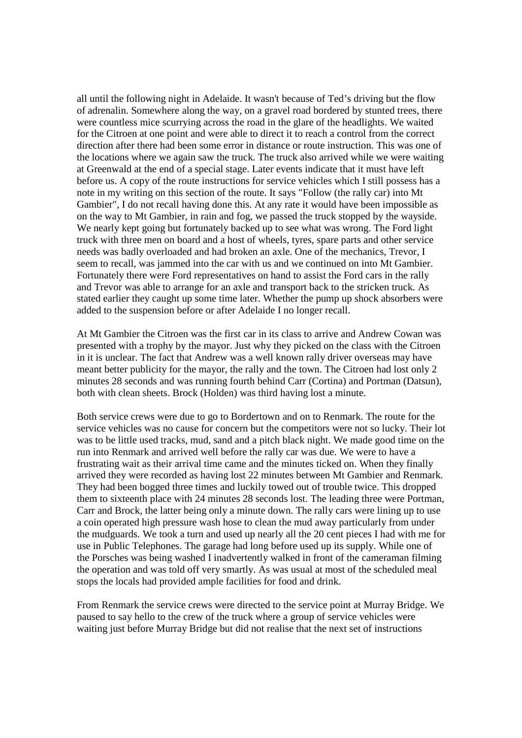all until the following night in Adelaide. It wasn't because of Ted's driving but the flow of adrenalin. Somewhere along the way, on a gravel road bordered by stunted trees, there were countless mice scurrying across the road in the glare of the headlights. We waited for the Citroen at one point and were able to direct it to reach a control from the correct direction after there had been some error in distance or route instruction. This was one of the locations where we again saw the truck. The truck also arrived while we were waiting at Greenwald at the end of a special stage. Later events indicate that it must have left before us. A copy of the route instructions for service vehicles which I still possess has a note in my writing on this section of the route. It says "Follow (the rally car) into Mt Gambier", I do not recall having done this. At any rate it would have been impossible as on the way to Mt Gambier, in rain and fog, we passed the truck stopped by the wayside. We nearly kept going but fortunately backed up to see what was wrong. The Ford light truck with three men on board and a host of wheels, tyres, spare parts and other service needs was badly overloaded and had broken an axle. One of the mechanics, Trevor, I seem to recall, was jammed into the car with us and we continued on into Mt Gambier. Fortunately there were Ford representatives on hand to assist the Ford cars in the rally and Trevor was able to arrange for an axle and transport back to the stricken truck. As stated earlier they caught up some time later. Whether the pump up shock absorbers were added to the suspension before or after Adelaide I no longer recall.

At Mt Gambier the Citroen was the first car in its class to arrive and Andrew Cowan was presented with a trophy by the mayor. Just why they picked on the class with the Citroen in it is unclear. The fact that Andrew was a well known rally driver overseas may have meant better publicity for the mayor, the rally and the town. The Citroen had lost only 2 minutes 28 seconds and was running fourth behind Carr (Cortina) and Portman (Datsun), both with clean sheets. Brock (Holden) was third having lost a minute.

Both service crews were due to go to Bordertown and on to Renmark. The route for the service vehicles was no cause for concern but the competitors were not so lucky. Their lot was to be little used tracks, mud, sand and a pitch black night. We made good time on the run into Renmark and arrived well before the rally car was due. We were to have a frustrating wait as their arrival time came and the minutes ticked on. When they finally arrived they were recorded as having lost 22 minutes between Mt Gambier and Renmark. They had been bogged three times and luckily towed out of trouble twice. This dropped them to sixteenth place with 24 minutes 28 seconds lost. The leading three were Portman, Carr and Brock, the latter being only a minute down. The rally cars were lining up to use a coin operated high pressure wash hose to clean the mud away particularly from under the mudguards. We took a turn and used up nearly all the 20 cent pieces I had with me for use in Public Telephones. The garage had long before used up its supply. While one of the Porsches was being washed I inadvertently walked in front of the cameraman filming the operation and was told off very smartly. As was usual at most of the scheduled meal stops the locals had provided ample facilities for food and drink.

From Renmark the service crews were directed to the service point at Murray Bridge. We paused to say hello to the crew of the truck where a group of service vehicles were waiting just before Murray Bridge but did not realise that the next set of instructions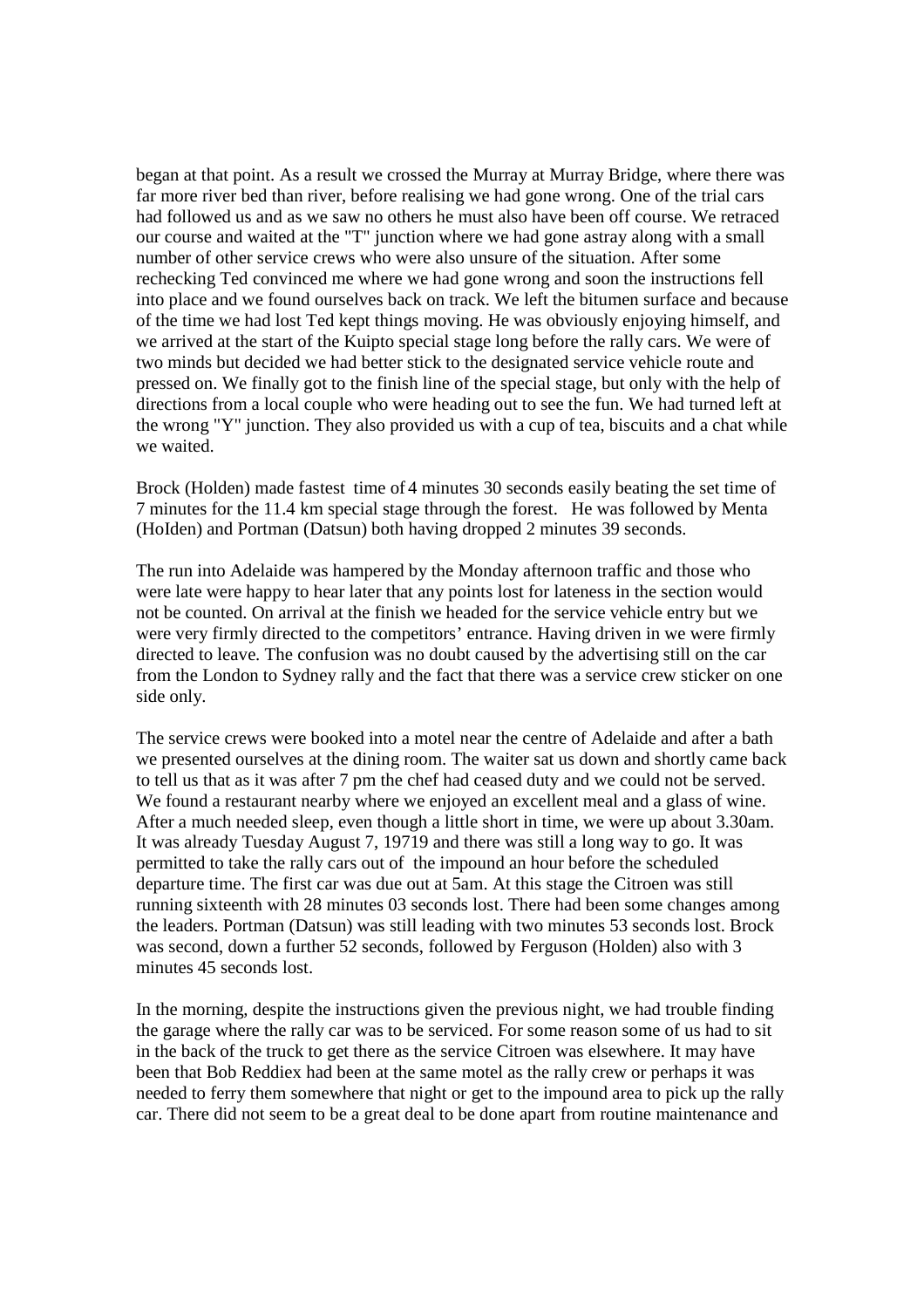began at that point. As a result we crossed the Murray at Murray Bridge, where there was far more river bed than river, before realising we had gone wrong. One of the trial cars had followed us and as we saw no others he must also have been off course. We retraced our course and waited at the "T" junction where we had gone astray along with a small number of other service crews who were also unsure of the situation. After some rechecking Ted convinced me where we had gone wrong and soon the instructions fell into place and we found ourselves back on track. We left the bitumen surface and because of the time we had lost Ted kept things moving. He was obviously enjoying himself, and we arrived at the start of the Kuipto special stage long before the rally cars. We were of two minds but decided we had better stick to the designated service vehicle route and pressed on. We finally got to the finish line of the special stage, but only with the help of directions from a local couple who were heading out to see the fun. We had turned left at the wrong "Y" junction. They also provided us with a cup of tea, biscuits and a chat while we waited.

Brock (Holden) made fastest time of 4 minutes 30 seconds easily beating the set time of 7 minutes for the 11.4 km special stage through the forest. He was followed by Menta (HoIden) and Portman (Datsun) both having dropped 2 minutes 39 seconds.

The run into Adelaide was hampered by the Monday afternoon traffic and those who were late were happy to hear later that any points lost for lateness in the section would not be counted. On arrival at the finish we headed for the service vehicle entry but we were very firmly directed to the competitors' entrance. Having driven in we were firmly directed to leave. The confusion was no doubt caused by the advertising still on the car from the London to Sydney rally and the fact that there was a service crew sticker on one side only.

The service crews were booked into a motel near the centre of Adelaide and after a bath we presented ourselves at the dining room. The waiter sat us down and shortly came back to tell us that as it was after 7 pm the chef had ceased duty and we could not be served. We found a restaurant nearby where we enjoyed an excellent meal and a glass of wine. After a much needed sleep, even though a little short in time, we were up about 3.30am. It was already Tuesday August 7, 19719 and there was still a long way to go. It was permitted to take the rally cars out of the impound an hour before the scheduled departure time. The first car was due out at 5am. At this stage the Citroen was still running sixteenth with 28 minutes 03 seconds lost. There had been some changes among the leaders. Portman (Datsun) was still leading with two minutes 53 seconds lost. Brock was second, down a further 52 seconds, followed by Ferguson (Holden) also with 3 minutes 45 seconds lost.

In the morning, despite the instructions given the previous night, we had trouble finding the garage where the rally car was to be serviced. For some reason some of us had to sit in the back of the truck to get there as the service Citroen was elsewhere. It may have been that Bob Reddiex had been at the same motel as the rally crew or perhaps it was needed to ferry them somewhere that night or get to the impound area to pick up the rally car. There did not seem to be a great deal to be done apart from routine maintenance and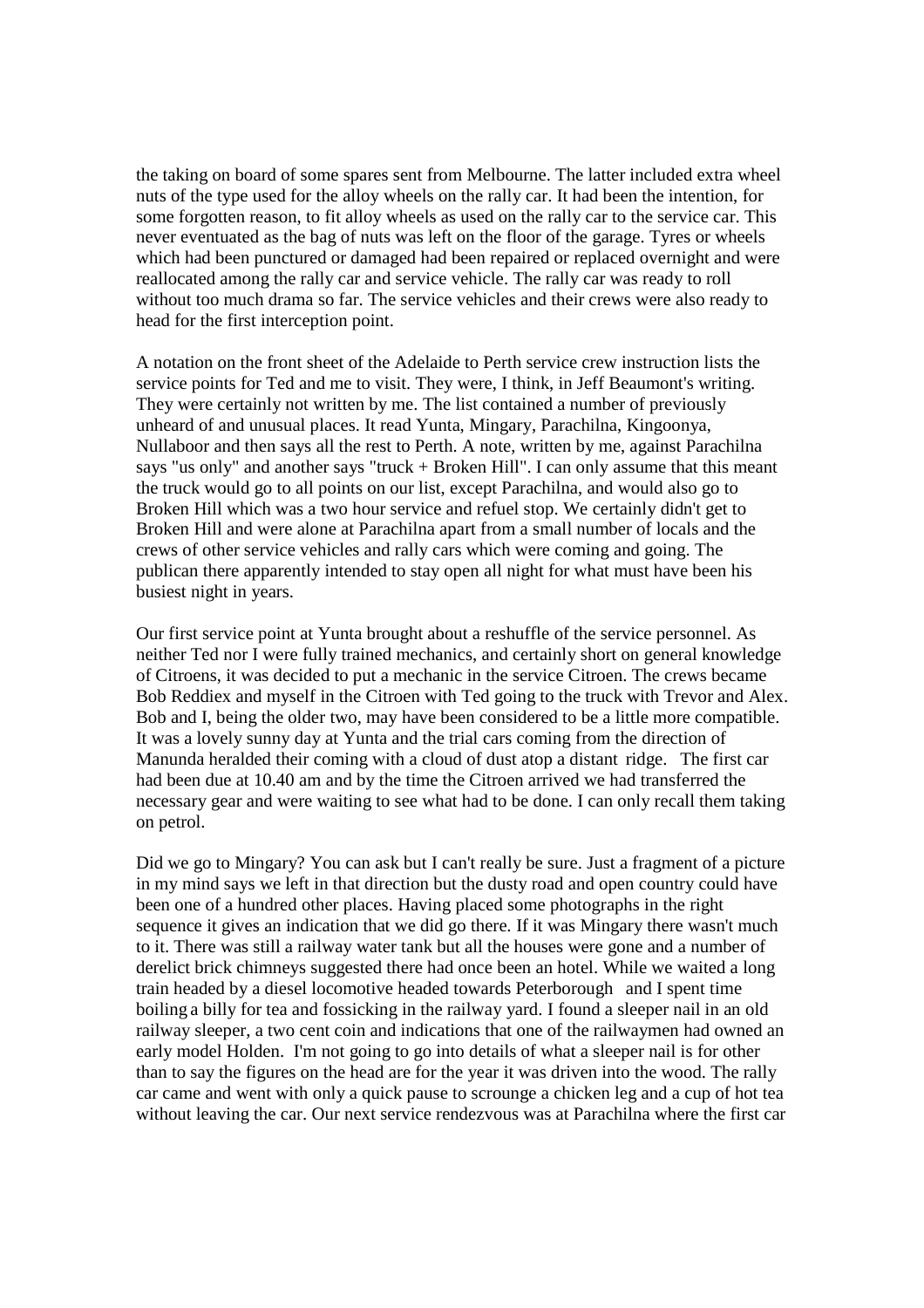the taking on board of some spares sent from Melbourne. The latter included extra wheel nuts of the type used for the alloy wheels on the rally car. It had been the intention, for some forgotten reason, to fit alloy wheels as used on the rally car to the service car. This never eventuated as the bag of nuts was left on the floor of the garage. Tyres or wheels which had been punctured or damaged had been repaired or replaced overnight and were reallocated among the rally car and service vehicle. The rally car was ready to roll without too much drama so far. The service vehicles and their crews were also ready to head for the first interception point.

A notation on the front sheet of the Adelaide to Perth service crew instruction lists the service points for Ted and me to visit. They were, I think, in Jeff Beaumont's writing. They were certainly not written by me. The list contained a number of previously unheard of and unusual places. It read Yunta, Mingary, Parachilna, Kingoonya, Nullaboor and then says all the rest to Perth. A note, written by me, against Parachilna says "us only" and another says "truck + Broken Hill". I can only assume that this meant the truck would go to all points on our list, except Parachilna, and would also go to Broken Hill which was a two hour service and refuel stop. We certainly didn't get to Broken Hill and were alone at Parachilna apart from a small number of locals and the crews of other service vehicles and rally cars which were coming and going. The publican there apparently intended to stay open all night for what must have been his busiest night in years.

Our first service point at Yunta brought about a reshuffle of the service personnel. As neither Ted nor I were fully trained mechanics, and certainly short on general knowledge of Citroens, it was decided to put a mechanic in the service Citroen. The crews became Bob Reddiex and myself in the Citroen with Ted going to the truck with Trevor and Alex. Bob and I, being the older two, may have been considered to be a little more compatible. It was a lovely sunny day at Yunta and the trial cars coming from the direction of Manunda heralded their coming with a cloud of dust atop a distant ridge. The first car had been due at 10.40 am and by the time the Citroen arrived we had transferred the necessary gear and were waiting to see what had to be done. I can only recall them taking on petrol.

Did we go to Mingary? You can ask but I can't really be sure. Just a fragment of a picture in my mind says we left in that direction but the dusty road and open country could have been one of a hundred other places. Having placed some photographs in the right sequence it gives an indication that we did go there. If it was Mingary there wasn't much to it. There was still a railway water tank but all the houses were gone and a number of derelict brick chimneys suggested there had once been an hotel. While we waited a long train headed by a diesel locomotive headed towards Peterborough and I spent time boiling a billy for tea and fossicking in the railway yard. I found a sleeper nail in an old railway sleeper, a two cent coin and indications that one of the railwaymen had owned an early model Holden. I'm not going to go into details of what a sleeper nail is for other than to say the figures on the head are for the year it was driven into the wood. The rally car came and went with only a quick pause to scrounge a chicken leg and a cup of hot tea without leaving the car. Our next service rendezvous was at Parachilna where the first car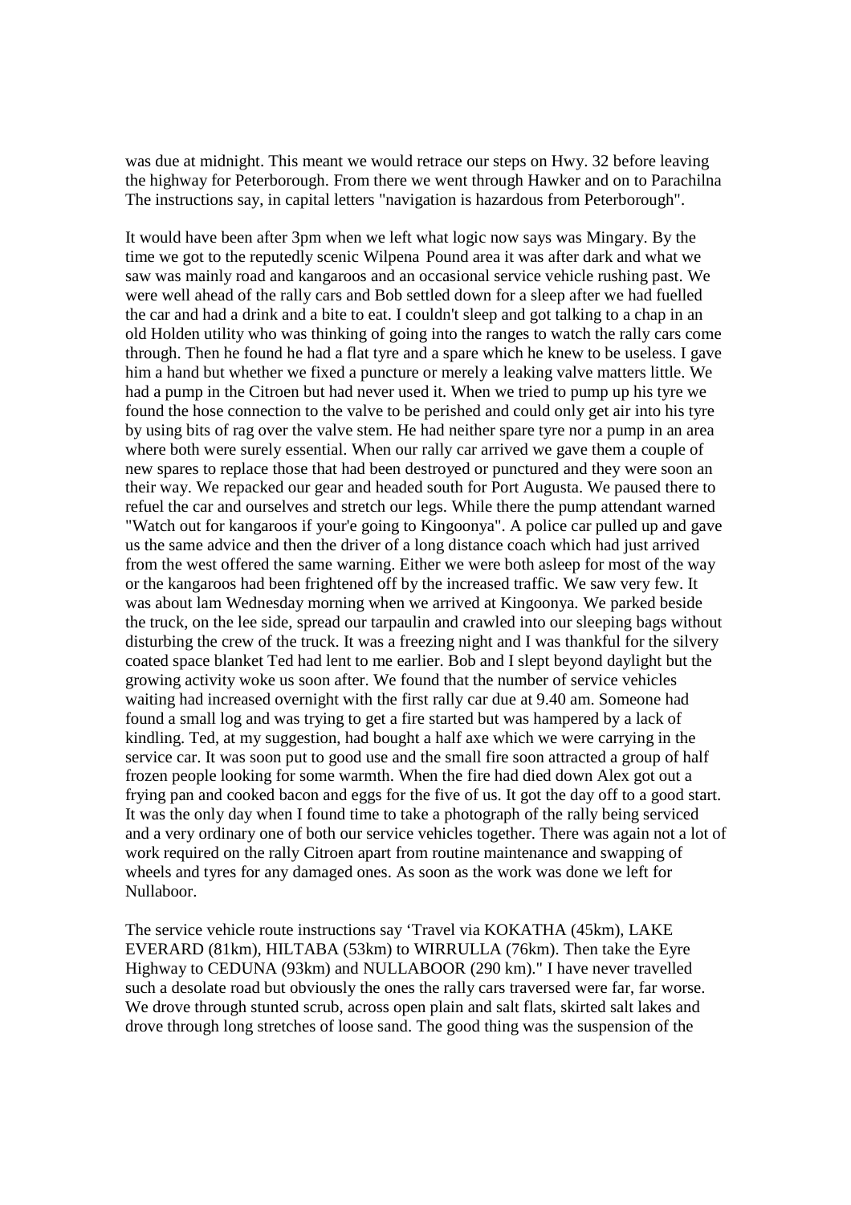was due at midnight. This meant we would retrace our steps on Hwy. 32 before leaving the highway for Peterborough. From there we went through Hawker and on to Parachilna The instructions say, in capital letters "navigation is hazardous from Peterborough".

It would have been after 3pm when we left what logic now says was Mingary. By the time we got to the reputedly scenic Wilpena Pound area it was after dark and what we saw was mainly road and kangaroos and an occasional service vehicle rushing past. We were well ahead of the rally cars and Bob settled down for a sleep after we had fuelled the car and had a drink and a bite to eat. I couldn't sleep and got talking to a chap in an old Holden utility who was thinking of going into the ranges to watch the rally cars come through. Then he found he had a flat tyre and a spare which he knew to be useless. I gave him a hand but whether we fixed a puncture or merely a leaking valve matters little. We had a pump in the Citroen but had never used it. When we tried to pump up his tyre we found the hose connection to the valve to be perished and could only get air into his tyre by using bits of rag over the valve stem. He had neither spare tyre nor a pump in an area where both were surely essential. When our rally car arrived we gave them a couple of new spares to replace those that had been destroyed or punctured and they were soon an their way. We repacked our gear and headed south for Port Augusta. We paused there to refuel the car and ourselves and stretch our legs. While there the pump attendant warned "Watch out for kangaroos if your'e going to Kingoonya". A police car pulled up and gave us the same advice and then the driver of a long distance coach which had just arrived from the west offered the same warning. Either we were both asleep for most of the way or the kangaroos had been frightened off by the increased traffic. We saw very few. It was about lam Wednesday morning when we arrived at Kingoonya. We parked beside the truck, on the lee side, spread our tarpaulin and crawled into our sleeping bags without disturbing the crew of the truck. It was a freezing night and I was thankful for the silvery coated space blanket Ted had lent to me earlier. Bob and I slept beyond daylight but the growing activity woke us soon after. We found that the number of service vehicles waiting had increased overnight with the first rally car due at 9.40 am. Someone had found a small log and was trying to get a fire started but was hampered by a lack of kindling. Ted, at my suggestion, had bought a half axe which we were carrying in the service car. It was soon put to good use and the small fire soon attracted a group of half frozen people looking for some warmth. When the fire had died down Alex got out a frying pan and cooked bacon and eggs for the five of us. It got the day off to a good start. It was the only day when I found time to take a photograph of the rally being serviced and a very ordinary one of both our service vehicles together. There was again not a lot of work required on the rally Citroen apart from routine maintenance and swapping of wheels and tyres for any damaged ones. As soon as the work was done we left for Nullaboor.

The service vehicle route instructions say 'Travel via KOKATHA (45km), LAKE EVERARD (81km), HILTABA (53km) to WIRRULLA (76km). Then take the Eyre Highway to CEDUNA (93km) and NULLABOOR (290 km)." I have never travelled such a desolate road but obviously the ones the rally cars traversed were far, far worse. We drove through stunted scrub, across open plain and salt flats, skirted salt lakes and drove through long stretches of loose sand. The good thing was the suspension of the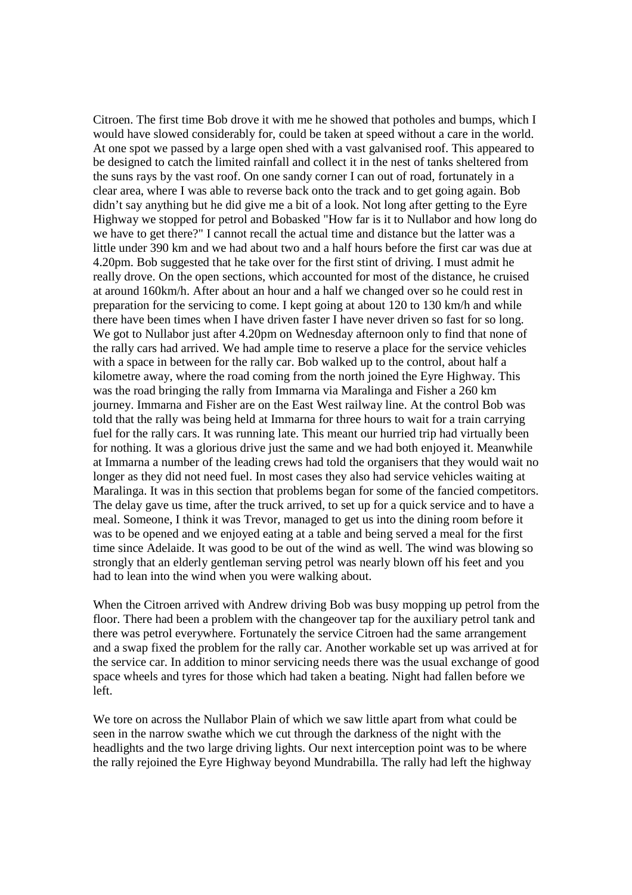Citroen. The first time Bob drove it with me he showed that potholes and bumps, which I would have slowed considerably for, could be taken at speed without a care in the world. At one spot we passed by a large open shed with a vast galvanised roof. This appeared to be designed to catch the limited rainfall and collect it in the nest of tanks sheltered from the suns rays by the vast roof. On one sandy corner I can out of road, fortunately in a clear area, where I was able to reverse back onto the track and to get going again. Bob didn't say anything but he did give me a bit of a look. Not long after getting to the Eyre Highway we stopped for petrol and Bobasked "How far is it to Nullabor and how long do we have to get there?" I cannot recall the actual time and distance but the latter was a little under 390 km and we had about two and a half hours before the first car was due at 4.20pm. Bob suggested that he take over for the first stint of driving. I must admit he really drove. On the open sections, which accounted for most of the distance, he cruised at around 160km/h. After about an hour and a half we changed over so he could rest in preparation for the servicing to come. I kept going at about 120 to 130 km/h and while there have been times when I have driven faster I have never driven so fast for so long. We got to Nullabor just after 4.20pm on Wednesday afternoon only to find that none of the rally cars had arrived. We had ample time to reserve a place for the service vehicles with a space in between for the rally car. Bob walked up to the control, about half a kilometre away, where the road coming from the north joined the Eyre Highway. This was the road bringing the rally from Immarna via Maralinga and Fisher a 260 km journey. Immarna and Fisher are on the East West railway line. At the control Bob was told that the rally was being held at Immarna for three hours to wait for a train carrying fuel for the rally cars. It was running late. This meant our hurried trip had virtually been for nothing. It was a glorious drive just the same and we had both enjoyed it. Meanwhile at Immarna a number of the leading crews had told the organisers that they would wait no longer as they did not need fuel. In most cases they also had service vehicles waiting at Maralinga. It was in this section that problems began for some of the fancied competitors. The delay gave us time, after the truck arrived, to set up for a quick service and to have a meal. Someone, I think it was Trevor, managed to get us into the dining room before it was to be opened and we enjoyed eating at a table and being served a meal for the first time since Adelaide. It was good to be out of the wind as well. The wind was blowing so strongly that an elderly gentleman serving petrol was nearly blown off his feet and you had to lean into the wind when you were walking about.

When the Citroen arrived with Andrew driving Bob was busy mopping up petrol from the floor. There had been a problem with the changeover tap for the auxiliary petrol tank and there was petrol everywhere. Fortunately the service Citroen had the same arrangement and a swap fixed the problem for the rally car. Another workable set up was arrived at for the service car. In addition to minor servicing needs there was the usual exchange of good space wheels and tyres for those which had taken a beating. Night had fallen before we left.

We tore on across the Nullabor Plain of which we saw little apart from what could be seen in the narrow swathe which we cut through the darkness of the night with the headlights and the two large driving lights. Our next interception point was to be where the rally rejoined the Eyre Highway beyond Mundrabilla. The rally had left the highway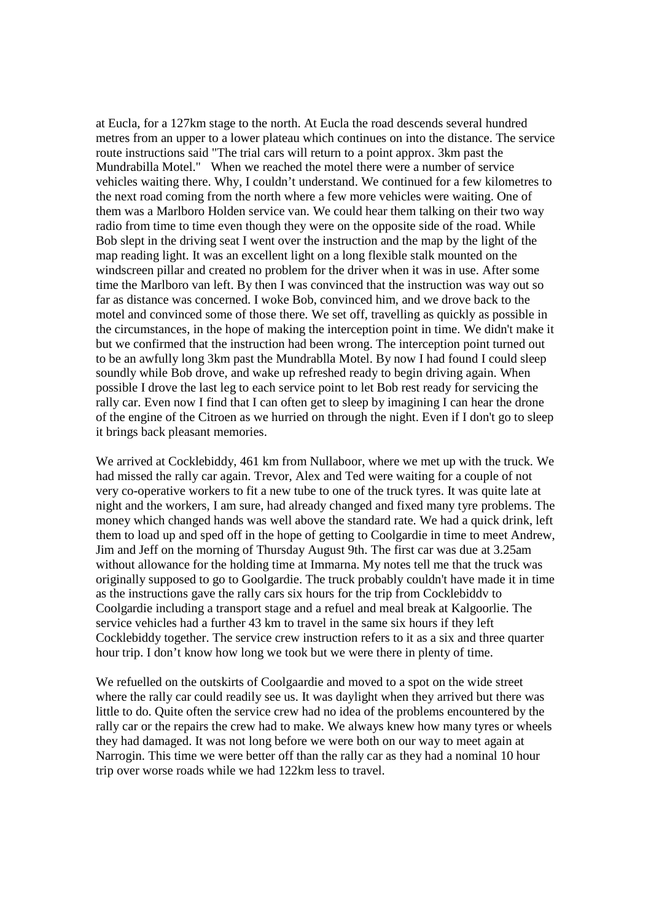at Eucla, for a 127km stage to the north. At Eucla the road descends several hundred metres from an upper to a lower plateau which continues on into the distance. The service route instructions said "The trial cars will return to a point approx. 3km past the Mundrabilla Motel." When we reached the motel there were a number of service vehicles waiting there. Why, I couldn't understand. We continued for a few kilometres to the next road coming from the north where a few more vehicles were waiting. One of them was a Marlboro Holden service van. We could hear them talking on their two way radio from time to time even though they were on the opposite side of the road. While Bob slept in the driving seat I went over the instruction and the map by the light of the map reading light. It was an excellent light on a long flexible stalk mounted on the windscreen pillar and created no problem for the driver when it was in use. After some time the Marlboro van left. By then I was convinced that the instruction was way out so far as distance was concerned. I woke Bob, convinced him, and we drove back to the motel and convinced some of those there. We set off, travelling as quickly as possible in the circumstances, in the hope of making the interception point in time. We didn't make it but we confirmed that the instruction had been wrong. The interception point turned out to be an awfully long 3km past the Mundrablla Motel. By now I had found I could sleep soundly while Bob drove, and wake up refreshed ready to begin driving again. When possible I drove the last leg to each service point to let Bob rest ready for servicing the rally car. Even now I find that I can often get to sleep by imagining I can hear the drone of the engine of the Citroen as we hurried on through the night. Even if I don't go to sleep it brings back pleasant memories.

We arrived at Cocklebiddy, 461 km from Nullaboor, where we met up with the truck. We had missed the rally car again. Trevor, Alex and Ted were waiting for a couple of not very co-operative workers to fit a new tube to one of the truck tyres. It was quite late at night and the workers, I am sure, had already changed and fixed many tyre problems. The money which changed hands was well above the standard rate. We had a quick drink, left them to load up and sped off in the hope of getting to Coolgardie in time to meet Andrew, Jim and Jeff on the morning of Thursday August 9th. The first car was due at 3.25am without allowance for the holding time at Immarna. My notes tell me that the truck was originally supposed to go to Goolgardie. The truck probably couldn't have made it in time as the instructions gave the rally cars six hours for the trip from Cocklebiddv to Coolgardie including a transport stage and a refuel and meal break at Kalgoorlie. The service vehicles had a further 43 km to travel in the same six hours if they left Cocklebiddy together. The service crew instruction refers to it as a six and three quarter hour trip. I don't know how long we took but we were there in plenty of time.

We refuelled on the outskirts of Coolgaardie and moved to a spot on the wide street where the rally car could readily see us. It was daylight when they arrived but there was little to do. Quite often the service crew had no idea of the problems encountered by the rally car or the repairs the crew had to make. We always knew how many tyres or wheels they had damaged. It was not long before we were both on our way to meet again at Narrogin. This time we were better off than the rally car as they had a nominal 10 hour trip over worse roads while we had 122km less to travel.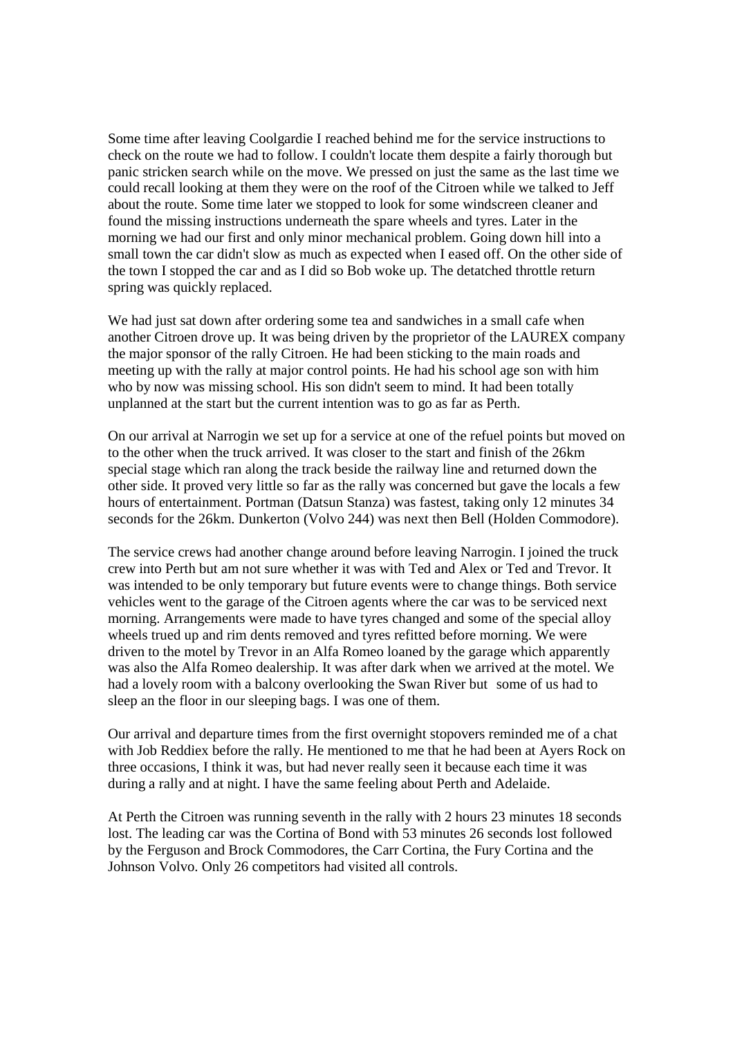Some time after leaving Coolgardie I reached behind me for the service instructions to check on the route we had to follow. I couldn't locate them despite a fairly thorough but panic stricken search while on the move. We pressed on just the same as the last time we could recall looking at them they were on the roof of the Citroen while we talked to Jeff about the route. Some time later we stopped to look for some windscreen cleaner and found the missing instructions underneath the spare wheels and tyres. Later in the morning we had our first and only minor mechanical problem. Going down hill into a small town the car didn't slow as much as expected when I eased off. On the other side of the town I stopped the car and as I did so Bob woke up. The detatched throttle return spring was quickly replaced.

We had just sat down after ordering some tea and sandwiches in a small cafe when another Citroen drove up. It was being driven by the proprietor of the LAUREX company the major sponsor of the rally Citroen. He had been sticking to the main roads and meeting up with the rally at major control points. He had his school age son with him who by now was missing school. His son didn't seem to mind. It had been totally unplanned at the start but the current intention was to go as far as Perth.

On our arrival at Narrogin we set up for a service at one of the refuel points but moved on to the other when the truck arrived. It was closer to the start and finish of the 26km special stage which ran along the track beside the railway line and returned down the other side. It proved very little so far as the rally was concerned but gave the locals a few hours of entertainment. Portman (Datsun Stanza) was fastest, taking only 12 minutes 34 seconds for the 26km. Dunkerton (Volvo 244) was next then Bell (Holden Commodore).

The service crews had another change around before leaving Narrogin. I joined the truck crew into Perth but am not sure whether it was with Ted and Alex or Ted and Trevor. It was intended to be only temporary but future events were to change things. Both service vehicles went to the garage of the Citroen agents where the car was to be serviced next morning. Arrangements were made to have tyres changed and some of the special alloy wheels trued up and rim dents removed and tyres refitted before morning. We were driven to the motel by Trevor in an Alfa Romeo loaned by the garage which apparently was also the Alfa Romeo dealership. It was after dark when we arrived at the motel. We had a lovely room with a balcony overlooking the Swan River but some of us had to sleep an the floor in our sleeping bags. I was one of them.

Our arrival and departure times from the first overnight stopovers reminded me of a chat with Job Reddiex before the rally. He mentioned to me that he had been at Ayers Rock on three occasions, I think it was, but had never really seen it because each time it was during a rally and at night. I have the same feeling about Perth and Adelaide.

At Perth the Citroen was running seventh in the rally with 2 hours 23 minutes 18 seconds lost. The leading car was the Cortina of Bond with 53 minutes 26 seconds lost followed by the Ferguson and Brock Commodores, the Carr Cortina, the Fury Cortina and the Johnson Volvo. Only 26 competitors had visited all controls.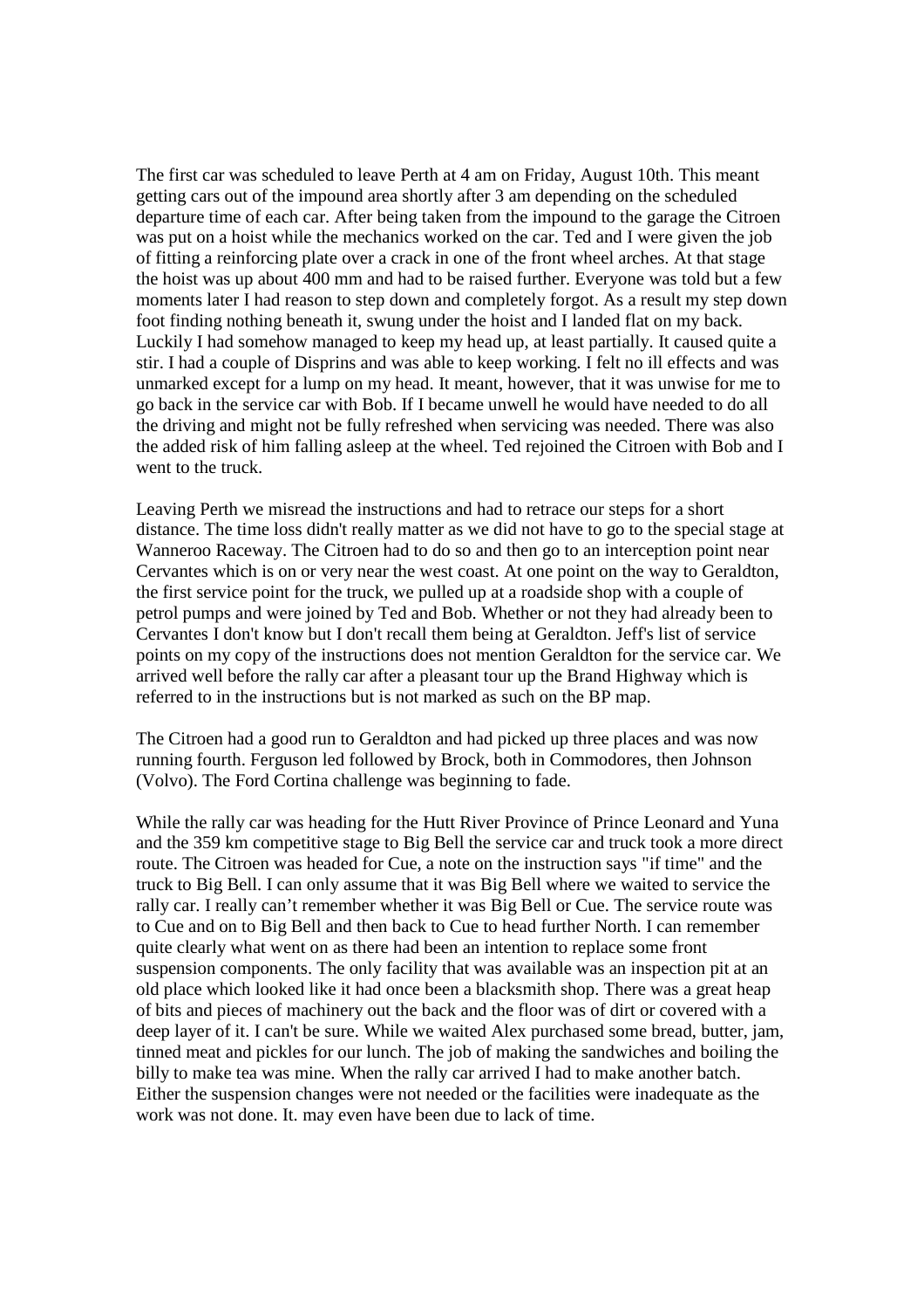The first car was scheduled to leave Perth at 4 am on Friday, August 10th. This meant getting cars out of the impound area shortly after 3 am depending on the scheduled departure time of each car. After being taken from the impound to the garage the Citroen was put on a hoist while the mechanics worked on the car. Ted and I were given the job of fitting a reinforcing plate over a crack in one of the front wheel arches. At that stage the hoist was up about 400 mm and had to be raised further. Everyone was told but a few moments later I had reason to step down and completely forgot. As a result my step down foot finding nothing beneath it, swung under the hoist and I landed flat on my back. Luckily I had somehow managed to keep my head up, at least partially. It caused quite a stir. I had a couple of Disprins and was able to keep working. I felt no ill effects and was unmarked except for a lump on my head. It meant, however, that it was unwise for me to go back in the service car with Bob. If I became unwell he would have needed to do all the driving and might not be fully refreshed when servicing was needed. There was also the added risk of him falling asleep at the wheel. Ted rejoined the Citroen with Bob and I went to the truck.

Leaving Perth we misread the instructions and had to retrace our steps for a short distance. The time loss didn't really matter as we did not have to go to the special stage at Wanneroo Raceway. The Citroen had to do so and then go to an interception point near Cervantes which is on or very near the west coast. At one point on the way to Geraldton, the first service point for the truck, we pulled up at a roadside shop with a couple of petrol pumps and were joined by Ted and Bob. Whether or not they had already been to Cervantes I don't know but I don't recall them being at Geraldton. Jeff's list of service points on my copy of the instructions does not mention Geraldton for the service car. We arrived well before the rally car after a pleasant tour up the Brand Highway which is referred to in the instructions but is not marked as such on the BP map.

The Citroen had a good run to Geraldton and had picked up three places and was now running fourth. Ferguson led followed by Brock, both in Commodores, then Johnson (Volvo). The Ford Cortina challenge was beginning to fade.

While the rally car was heading for the Hutt River Province of Prince Leonard and Yuna and the 359 km competitive stage to Big Bell the service car and truck took a more direct route. The Citroen was headed for Cue, a note on the instruction says "if time" and the truck to Big Bell. I can only assume that it was Big Bell where we waited to service the rally car. I really can't remember whether it was Big Bell or Cue. The service route was to Cue and on to Big Bell and then back to Cue to head further North. I can remember quite clearly what went on as there had been an intention to replace some front suspension components. The only facility that was available was an inspection pit at an old place which looked like it had once been a blacksmith shop. There was a great heap of bits and pieces of machinery out the back and the floor was of dirt or covered with a deep layer of it. I can't be sure. While we waited Alex purchased some bread, butter, jam, tinned meat and pickles for our lunch. The job of making the sandwiches and boiling the billy to make tea was mine. When the rally car arrived I had to make another batch. Either the suspension changes were not needed or the facilities were inadequate as the work was not done. It. may even have been due to lack of time.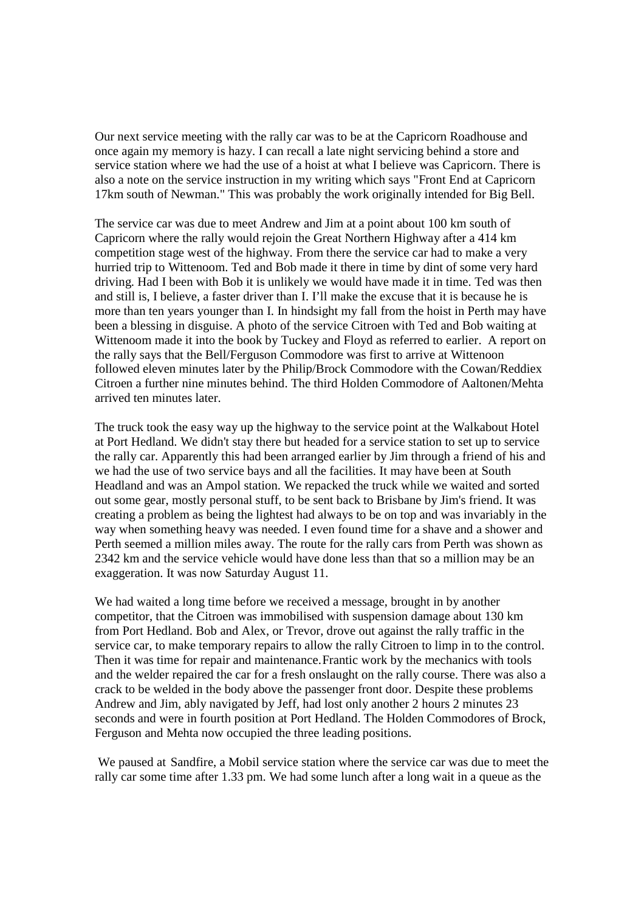Our next service meeting with the rally car was to be at the Capricorn Roadhouse and once again my memory is hazy. I can recall a late night servicing behind a store and service station where we had the use of a hoist at what I believe was Capricorn. There is also a note on the service instruction in my writing which says "Front End at Capricorn 17km south of Newman." This was probably the work originally intended for Big Bell.

The service car was due to meet Andrew and Jim at a point about 100 km south of Capricorn where the rally would rejoin the Great Northern Highway after a 414 km competition stage west of the highway. From there the service car had to make a very hurried trip to Wittenoom. Ted and Bob made it there in time by dint of some very hard driving. Had I been with Bob it is unlikely we would have made it in time. Ted was then and still is, I believe, a faster driver than I. I'll make the excuse that it is because he is more than ten years younger than I. In hindsight my fall from the hoist in Perth may have been a blessing in disguise. A photo of the service Citroen with Ted and Bob waiting at Wittenoom made it into the book by Tuckey and Floyd as referred to earlier. A report on the rally says that the Bell/Ferguson Commodore was first to arrive at Wittenoon followed eleven minutes later by the Philip/Brock Commodore with the Cowan/Reddiex Citroen a further nine minutes behind. The third Holden Commodore of Aaltonen/Mehta arrived ten minutes later.

The truck took the easy way up the highway to the service point at the Walkabout Hotel at Port Hedland. We didn't stay there but headed for a service station to set up to service the rally car. Apparently this had been arranged earlier by Jim through a friend of his and we had the use of two service bays and all the facilities. It may have been at South Headland and was an Ampol station. We repacked the truck while we waited and sorted out some gear, mostly personal stuff, to be sent back to Brisbane by Jim's friend. It was creating a problem as being the lightest had always to be on top and was invariably in the way when something heavy was needed. I even found time for a shave and a shower and Perth seemed a million miles away. The route for the rally cars from Perth was shown as 2342 km and the service vehicle would have done less than that so a million may be an exaggeration. It was now Saturday August 11.

We had waited a long time before we received a message, brought in by another competitor, that the Citroen was immobilised with suspension damage about 130 km from Port Hedland. Bob and Alex, or Trevor, drove out against the rally traffic in the service car, to make temporary repairs to allow the rally Citroen to limp in to the control. Then it was time for repair and maintenance. Frantic work by the mechanics with tools and the welder repaired the car for a fresh onslaught on the rally course. There was also a crack to be welded in the body above the passenger front door. Despite these problems Andrew and Jim, ably navigated by Jeff, had lost only another 2 hours 2 minutes 23 seconds and were in fourth position at Port Hedland. The Holden Commodores of Brock, Ferguson and Mehta now occupied the three leading positions.

We paused at Sandfire, a Mobil service station where the service car was due to meet the rally car some time after 1.33 pm. We had some lunch after a long wait in a queue as the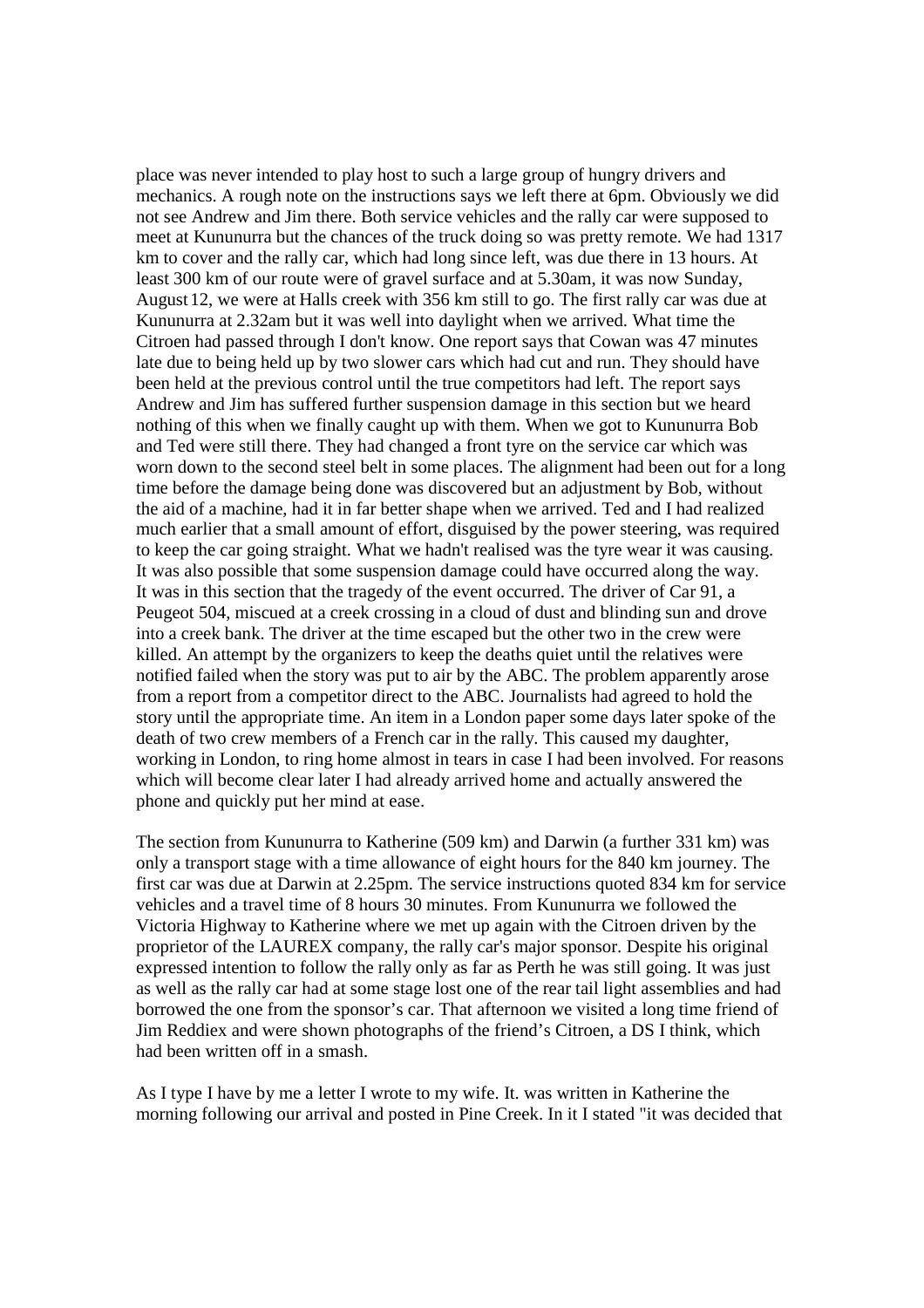place was never intended to play host to such a large group of hungry drivers and mechanics. A rough note on the instructions says we left there at 6pm. Obviously we did not see Andrew and Jim there. Both service vehicles and the rally car were supposed to meet at Kununurra but the chances of the truck doing so was pretty remote. We had 1317 km to cover and the rally car, which had long since left, was due there in 13 hours. At least 300 km of our route were of gravel surface and at 5.30am, it was now Sunday, August 12, we were at Halls creek with 356 km still to go. The first rally car was due at Kununurra at 2.32am but it was well into daylight when we arrived. What time the Citroen had passed through I don't know. One report says that Cowan was 47 minutes late due to being held up by two slower cars which had cut and run. They should have been held at the previous control until the true competitors had left. The report says Andrew and Jim has suffered further suspension damage in this section but we heard nothing of this when we finally caught up with them. When we got to Kununurra Bob and Ted were still there. They had changed a front tyre on the service car which was worn down to the second steel belt in some places. The alignment had been out for a long time before the damage being done was discovered but an adjustment by Bob, without the aid of a machine, had it in far better shape when we arrived. Ted and I had realized much earlier that a small amount of effort, disguised by the power steering, was required to keep the car going straight. What we hadn't realised was the tyre wear it was causing. It was also possible that some suspension damage could have occurred along the way. It was in this section that the tragedy of the event occurred. The driver of Car 91, a Peugeot 504, miscued at a creek crossing in a cloud of dust and blinding sun and drove into a creek bank. The driver at the time escaped but the other two in the crew were killed. An attempt by the organizers to keep the deaths quiet until the relatives were notified failed when the story was put to air by the ABC. The problem apparently arose from a report from a competitor direct to the ABC. Journalists had agreed to hold the story until the appropriate time. An item in a London paper some days later spoke of the death of two crew members of a French car in the rally. This caused my daughter, working in London, to ring home almost in tears in case I had been involved. For reasons which will become clear later I had already arrived home and actually answered the phone and quickly put her mind at ease.

The section from Kununurra to Katherine (509 km) and Darwin (a further 331 km) was only a transport stage with a time allowance of eight hours for the 840 km journey. The first car was due at Darwin at 2.25pm. The service instructions quoted 834 km for service vehicles and a travel time of 8 hours 30 minutes. From Kununurra we followed the Victoria Highway to Katherine where we met up again with the Citroen driven by the proprietor of the LAUREX company, the rally car's major sponsor. Despite his original expressed intention to follow the rally only as far as Perth he was still going. It was just as well as the rally car had at some stage lost one of the rear tail light assemblies and had borrowed the one from the sponsor's car. That afternoon we visited a long time friend of Jim Reddiex and were shown photographs of the friend's Citroen, a DS I think, which had been written off in a smash.

As I type I have by me a letter I wrote to my wife. It. was written in Katherine the morning following our arrival and posted in Pine Creek. In it I stated "it was decided that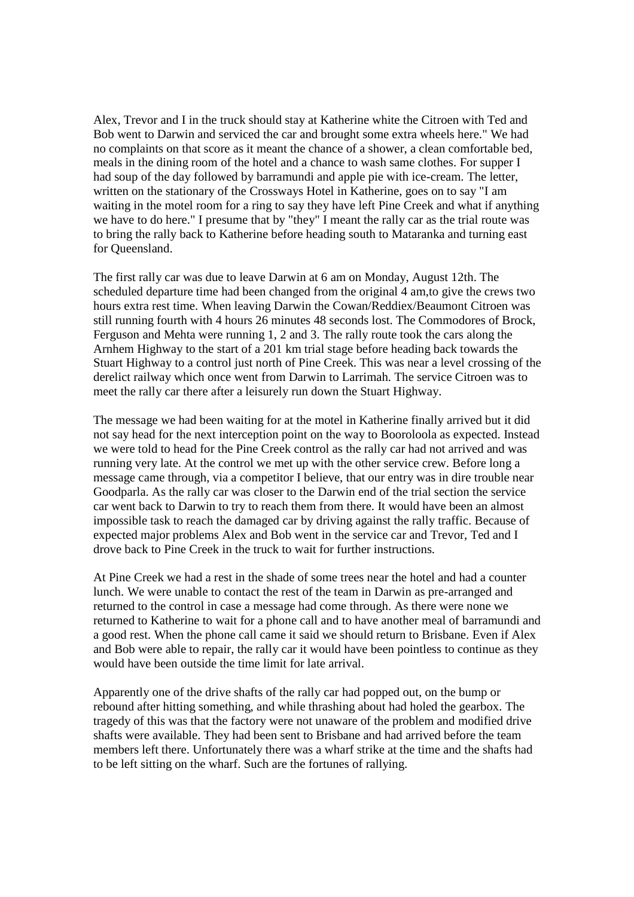Alex, Trevor and I in the truck should stay at Katherine white the Citroen with Ted and Bob went to Darwin and serviced the car and brought some extra wheels here." We had no complaints on that score as it meant the chance of a shower, a clean comfortable bed, meals in the dining room of the hotel and a chance to wash same clothes. For supper I had soup of the day followed by barramundi and apple pie with ice-cream. The letter, written on the stationary of the Crossways Hotel in Katherine, goes on to say "I am waiting in the motel room for a ring to say they have left Pine Creek and what if anything we have to do here." I presume that by "they" I meant the rally car as the trial route was to bring the rally back to Katherine before heading south to Mataranka and turning east for Queensland.

The first rally car was due to leave Darwin at 6 am on Monday, August 12th. The scheduled departure time had been changed from the original 4 am,to give the crews two hours extra rest time. When leaving Darwin the Cowan/Reddiex/Beaumont Citroen was still running fourth with 4 hours 26 minutes 48 seconds lost. The Commodores of Brock, Ferguson and Mehta were running 1, 2 and 3. The rally route took the cars along the Arnhem Highway to the start of a 201 km trial stage before heading back towards the Stuart Highway to a control just north of Pine Creek. This was near a level crossing of the derelict railway which once went from Darwin to Larrimah. The service Citroen was to meet the rally car there after a leisurely run down the Stuart Highway.

The message we had been waiting for at the motel in Katherine finally arrived but it did not say head for the next interception point on the way to Booroloola as expected. Instead we were told to head for the Pine Creek control as the rally car had not arrived and was running very late. At the control we met up with the other service crew. Before long a message came through, via a competitor I believe, that our entry was in dire trouble near Goodparla. As the rally car was closer to the Darwin end of the trial section the service car went back to Darwin to try to reach them from there. It would have been an almost impossible task to reach the damaged car by driving against the rally traffic. Because of expected major problems Alex and Bob went in the service car and Trevor, Ted and I drove back to Pine Creek in the truck to wait for further instructions.

At Pine Creek we had a rest in the shade of some trees near the hotel and had a counter lunch. We were unable to contact the rest of the team in Darwin as pre-arranged and returned to the control in case a message had come through. As there were none we returned to Katherine to wait for a phone call and to have another meal of barramundi and a good rest. When the phone call came it said we should return to Brisbane. Even if Alex and Bob were able to repair, the rally car it would have been pointless to continue as they would have been outside the time limit for late arrival.

Apparently one of the drive shafts of the rally car had popped out, on the bump or rebound after hitting something, and while thrashing about had holed the gearbox. The tragedy of this was that the factory were not unaware of the problem and modified drive shafts were available. They had been sent to Brisbane and had arrived before the team members left there. Unfortunately there was a wharf strike at the time and the shafts had to be left sitting on the wharf. Such are the fortunes of rallying.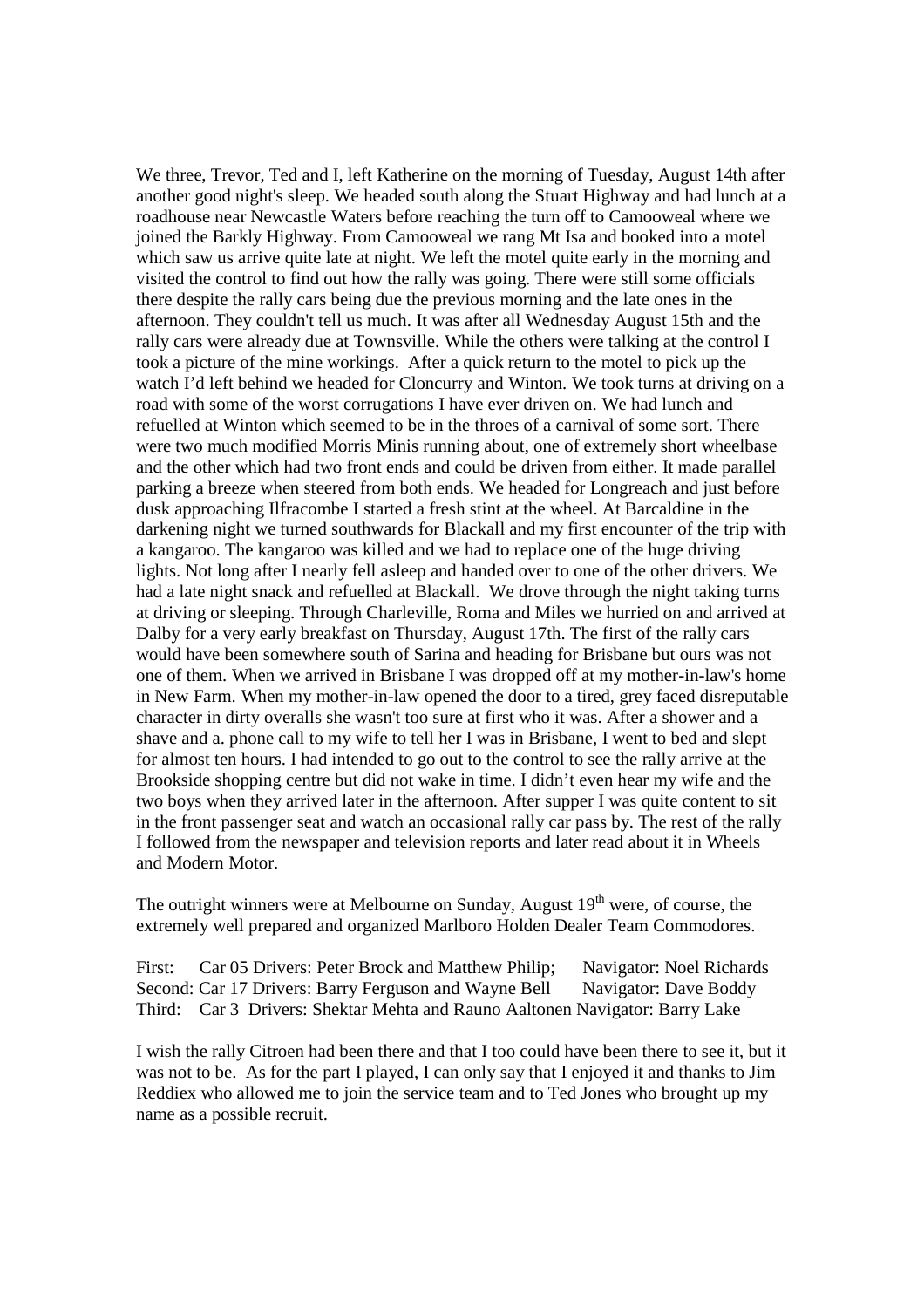We three, Trevor, Ted and I, left Katherine on the morning of Tuesday, August 14th after another good night's sleep. We headed south along the Stuart Highway and had lunch at a roadhouse near Newcastle Waters before reaching the turn off to Camooweal where we joined the Barkly Highway. From Camooweal we rang Mt Isa and booked into a motel which saw us arrive quite late at night. We left the motel quite early in the morning and visited the control to find out how the rally was going. There were still some officials there despite the rally cars being due the previous morning and the late ones in the afternoon. They couldn't tell us much. It was after all Wednesday August 15th and the rally cars were already due at Townsville. While the others were talking at the control I took a picture of the mine workings. After a quick return to the motel to pick up the watch I'd left behind we headed for Cloncurry and Winton. We took turns at driving on a road with some of the worst corrugations I have ever driven on. We had lunch and refuelled at Winton which seemed to be in the throes of a carnival of some sort. There were two much modified Morris Minis running about, one of extremely short wheelbase and the other which had two front ends and could be driven from either. It made parallel parking a breeze when steered from both ends. We headed for Longreach and just before dusk approaching Ilfracombe I started a fresh stint at the wheel. At Barcaldine in the darkening night we turned southwards for Blackall and my first encounter of the trip with a kangaroo. The kangaroo was killed and we had to replace one of the huge driving lights. Not long after I nearly fell asleep and handed over to one of the other drivers. We had a late night snack and refuelled at Blackall. We drove through the night taking turns at driving or sleeping. Through Charleville, Roma and Miles we hurried on and arrived at Dalby for a very early breakfast on Thursday, August 17th. The first of the rally cars would have been somewhere south of Sarina and heading for Brisbane but ours was not one of them. When we arrived in Brisbane I was dropped off at my mother-in-law's home in New Farm. When my mother-in-law opened the door to a tired, grey faced disreputable character in dirty overalls she wasn't too sure at first who it was. After a shower and a shave and a. phone call to my wife to tell her I was in Brisbane, I went to bed and slept for almost ten hours. I had intended to go out to the control to see the rally arrive at the Brookside shopping centre but did not wake in time. I didn't even hear my wife and the two boys when they arrived later in the afternoon. After supper I was quite content to sit in the front passenger seat and watch an occasional rally car pass by. The rest of the rally I followed from the newspaper and television reports and later read about it in Wheels and Modern Motor.

The outright winners were at Melbourne on Sunday, August 19th were, of course, the extremely well prepared and organized Marlboro Holden Dealer Team Commodores.

First: Car 05 Drivers: Peter Brock and Matthew Philip; Navigator: Noel Richards
Second: Car 17 Drivers: Barry Ferguson and Wayne Bell Navigator: Dave Boddy
Third: Car 3 Drivers: Shektar Mehta and Rauno Aaltonen Navigator: Barry Lake

I wish the rally Citroen had been there and that I too could have been there to see it, but it was not to be. As for the part I played, I can only say that I enjoyed it and thanks to Jim Reddiex who allowed me to join the service team and to Ted Jones who brought up my name as a possible recruit.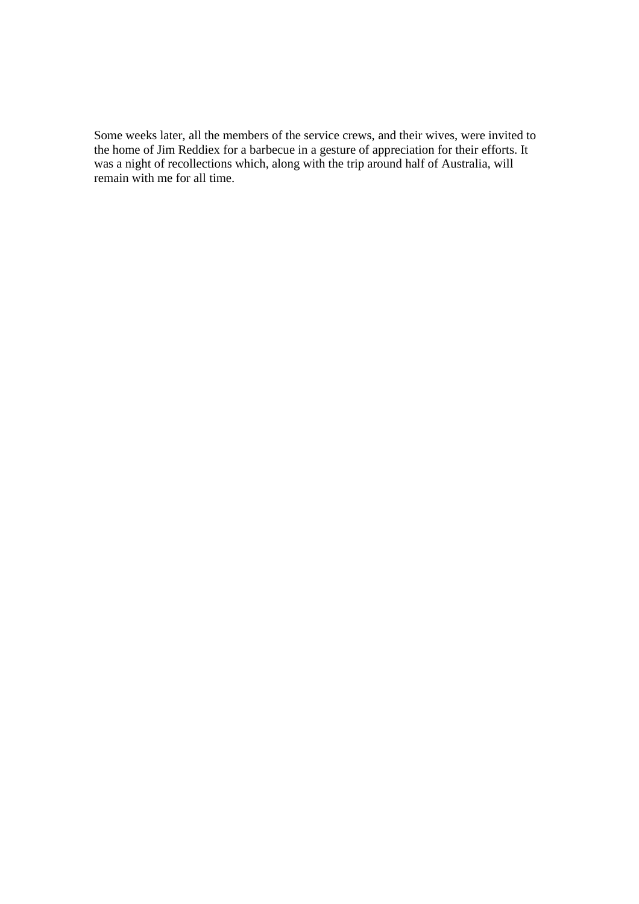Some weeks later, all the members of the service crews, and their wives, were invited to the home of Jim Reddiex for a barbecue in a gesture of appreciation for their efforts. It was a night of recollections which, along with the trip around half of Australia, will remain with me for all time.